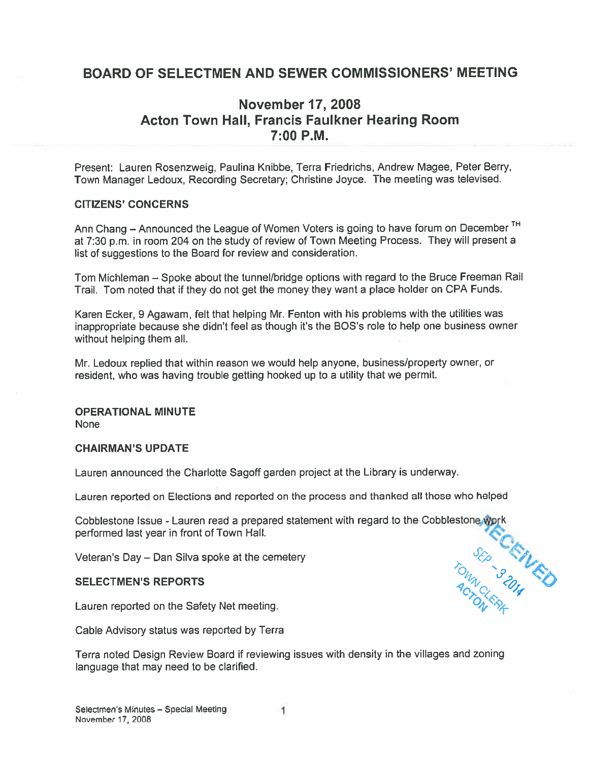# BOARD OF SELECTMEN AND SEWER COMMISSIONERS' MEETING

## November 17, 2008
## Acton Town Hall, Francis Faulkner Hearing Room
## 7:00 P.M.

Present: Lauren Rosenzweig, Paulina Knibbe, Terra Friedrichs, Andrew Magee, Peter Berry, Town Manager Ledoux, Recording Secretary; Christine Joyce. The meeting was televised.

### CITIZENS' CONCERNS

Ann Chang – Announced the League of Women Voters is going to have forum on December TH at 7:30 p.m. in room 204 on the study of review of Town Meeting Process. They will present a list of suggestions to the Board for review and consideration.

Tom Michleman – Spoke about the tunnel/bridge options with regard to the Bruce Freeman Rail Trail. Tom noted that if they do not get the money they want a place holder on CPA Funds.

Karen Ecker, 9 Agawam, felt that helping Mr. Fenton with his problems with the utilities was inappropriate because she didn't feel as though it's the BOS's role to help one business owner without helping them all.

Mr. Ledoux replied that within reason we would help anyone, business/property owner, or resident, who was having trouble getting hooked up to a utility that we permit.

### OPERATIONAL MINUTE

None

### CHAIRMAN'S UPDATE

Lauren announced the Charlotte Sagoff garden project at the Library is underway.

Lauren reported on Elections and reported on the process and thanked all those who helped

Cobblestone Issue - Lauren read a prepared statement with regard to the Cobblestone work performed last year in front of Town Hall.

Veteran's Day – Dan Silva spoke at the cemetery

### SELECTMEN'S REPORTS

Lauren reported on the Safety Net meeting.

Cable Advisory status was reported by Terra

Terra noted Design Review Board if reviewing issues with density in the villages and zoning language that may need to be clarified.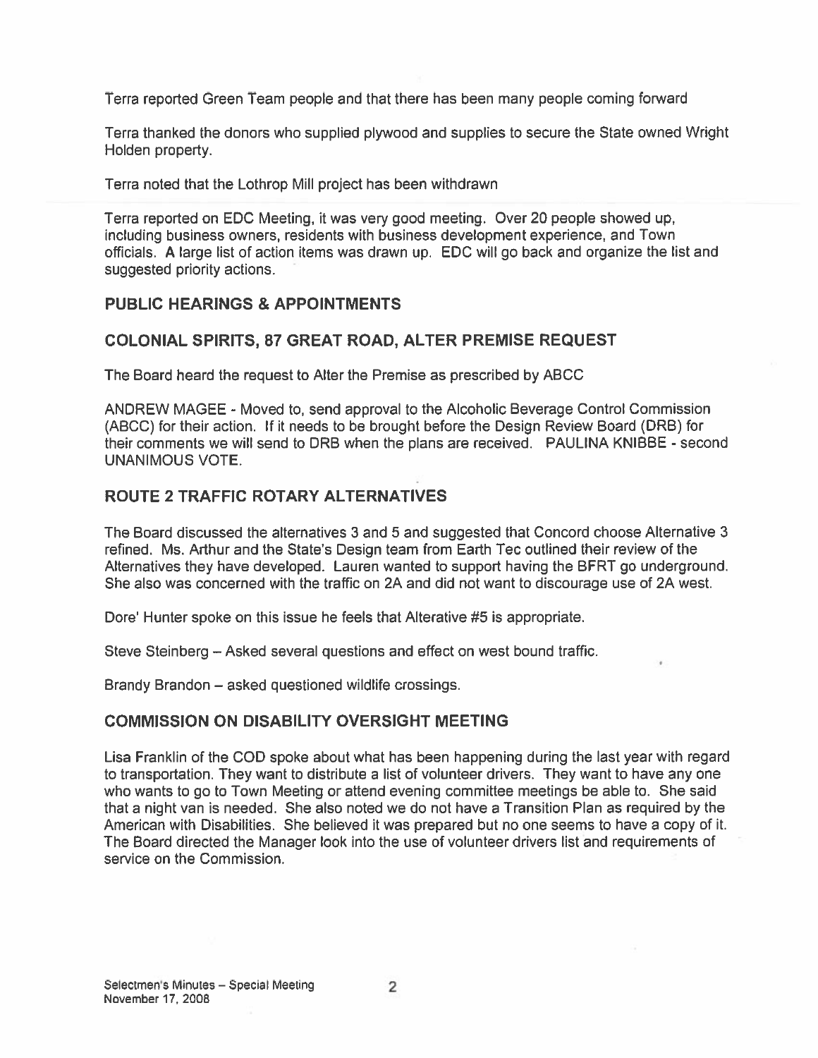Terra reported Green Team people and that there has been many people coming forward

Terra thanked the donors who supplied plywood and supplies to secure the State owned Wright Holden property.

Terra noted that the Lothrop Mill project has been withdrawn

Terra reported on EDC Meeting, it was very good meeting. Over 20 people showed up, including business owners, residents with business development experience, and Town officials. A large list of action items was drawn up. EDC will go back and organize the list and suggested priority actions.

## PUBLIC HEARINGS & APPOINTMENTS

## COLONIAL SPIRITS, 87 GREAT ROAD, ALTER PREMISE REQUEST

The Board heard the request to Alter the Premise as prescribed by ABCC

ANDREW MAGEE - Moved to, send approval to the Alcoholic Beverage Control Commission (ABCC) for their action. If it needs to be brought before the Design Review Board (DRB) for their comments we will send to DRB when the plans are received. PAULINA KNIBBE - second UNANIMOUS VOTE.

## ROUTE 2 TRAFFIC ROTARY ALTERNATIVES

The Board discussed the alternatives 3 and 5 and suggested that Concord choose Alternative 3 refined. Ms. Arthur and the State's Design team from Earth Tec outlined their review of the Alternatives they have developed. Lauren wanted to support having the BFRT go underground. She also was concerned with the traffic on 2A and did not want to discourage use of 2A west.

Dore' Hunter spoke on this issue he feels that Alterative #5 is appropriate.

Steve Steinberg – Asked several questions and effect on west bound traffic.

Brandy Brandon – asked questioned wildlife crossings.

## COMMISSION ON DISABILITY OVERSIGHT MEETING

Lisa Franklin of the COD spoke about what has been happening during the last year with regard to transportation. They want to distribute a list of volunteer drivers. They want to have any one who wants to go to Town Meeting or attend evening committee meetings be able to. She said that a night van is needed. She also noted we do not have a Transition Plan as required by the American with Disabilities. She believed it was prepared but no one seems to have a copy of it. The Board directed the Manager look into the use of volunteer drivers list and requirements of service on the Commission.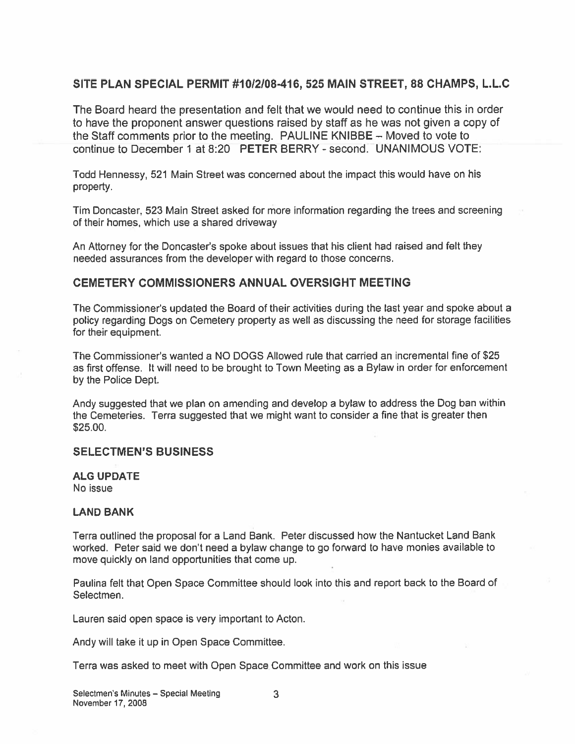## SITE PLAN SPECIAL PERMIT #10/2/08-416, 525 MAIN STREET, 88 CHAMPS, L.L.C

The Board heard the presentation and felt that we would need to continue this in order to have the proponent answer questions raised by staff as he was not given a copy of the Staff comments prior to the meeting. **PAULINE KNIBBE** – Moved to vote to continue to December 1 at 8:20 **PETER BERRY** - second. **UNANIMOUS VOTE:**

Todd Hennessy, 521 Main Street was concerned about the impact this would have on his property.

Tim Doncaster, 523 Main Street asked for more information regarding the trees and screening of their homes, which use a shared driveway

An Attorney for the Doncaster's spoke about issues that his client had raised and felt they needed assurances from the developer with regard to those concerns.

## CEMETERY COMMISSIONERS ANNUAL OVERSIGHT MEETING

The Commissioner's updated the Board of their activities during the last year and spoke about a policy regarding Dogs on Cemetery property as well as discussing the need for storage facilities for their equipment.

The Commissioner's wanted a NO DOGS Allowed rule that carried an incremental fine of $25 as first offense. It will need to be brought to Town Meeting as a Bylaw in order for enforcement by the Police Dept.

Andy suggested that we plan on amending and develop a bylaw to address the Dog ban within the Cemeteries. Terra suggested that we might want to consider a fine that is greater then $25.00.

## SELECTMEN'S BUSINESS

### ALG UPDATE

No issue

### LAND BANK

Terra outlined the proposal for a Land Bank. Peter discussed how the Nantucket Land Bank worked. Peter said we don't need a bylaw change to go forward to have monies available to move quickly on land opportunities that come up.

Paulina felt that Open Space Committee should look into this and report back to the Board of Selectmen.

Lauren said open space is very important to Acton.

Andy will take it up in Open Space Committee.

Terra was asked to meet with Open Space Committee and work on this issue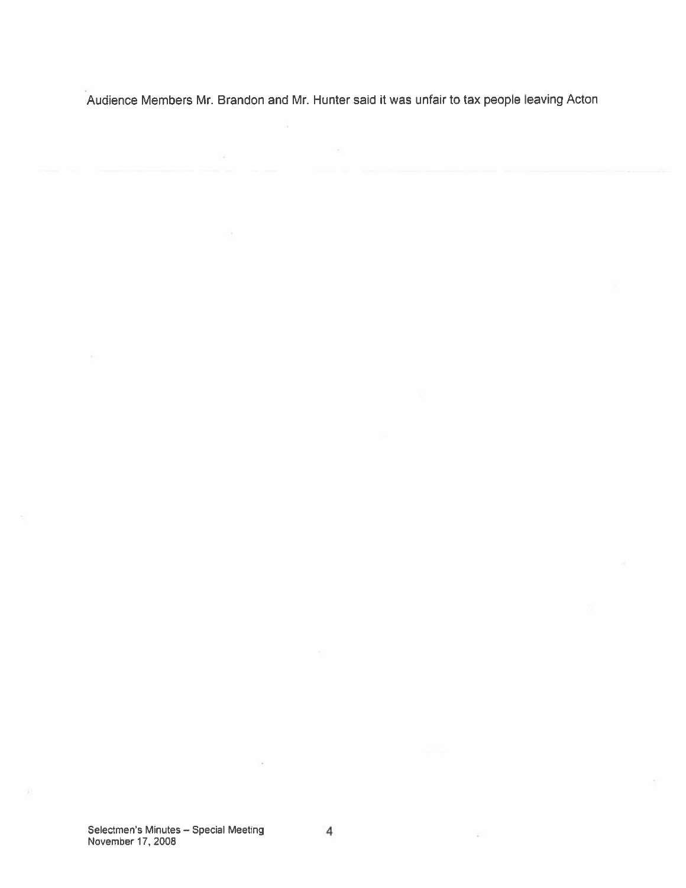Audience Members Mr. Brandon and Mr. Hunter said it was unfair to tax people leaving Acton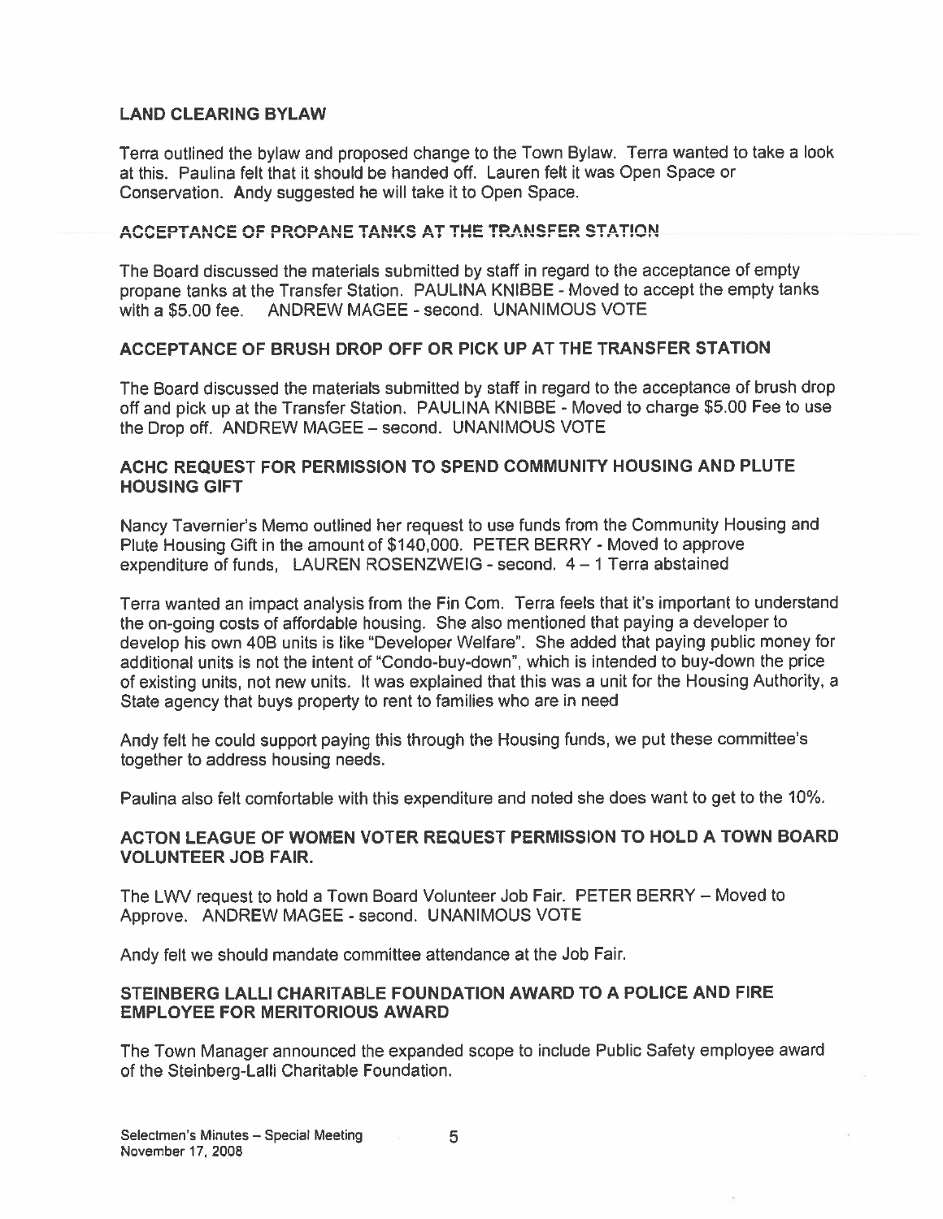## LAND CLEARING BYLAW

Terra outlined the bylaw and proposed change to the Town Bylaw. Terra wanted to take a look at this. Paulina felt that it should be handed off. Lauren felt it was Open Space or Conservation. Andy suggested he will take it to Open Space.

## ACCEPTANCE OF PROPANE TANKS AT THE TRANSFER STATION

The Board discussed the materials submitted by staff in regard to the acceptance of empty propane tanks at the Transfer Station. PAULINA KNIBBE - Moved to accept the empty tanks with a $5.00 fee. ANDREW MAGEE - second. UNANIMOUS VOTE

## ACCEPTANCE OF BRUSH DROP OFF OR PICK UP AT THE TRANSFER STATION

The Board discussed the materials submitted by staff in regard to the acceptance of brush drop off and pick up at the Transfer Station. PAULINA KNIBBE - Moved to charge $5.00 Fee to use the Drop off. ANDREW MAGEE – second. UNANIMOUS VOTE

## ACHC REQUEST FOR PERMISSION TO SPEND COMMUNITY HOUSING AND PLUTE HOUSING GIFT

Nancy Tavernier's Memo outlined her request to use funds from the Community Housing and Plute Housing Gift in the amount of $140,000. PETER BERRY - Moved to approve expenditure of funds, LAUREN ROSENZWEIG - second. 4 – 1 Terra abstained

Terra wanted an impact analysis from the Fin Com. Terra feels that it's important to understand the on-going costs of affordable housing. She also mentioned that paying a developer to develop his own 40B units is like "Developer Welfare". She added that paying public money for additional units is not the intent of "Condo-buy-down", which is intended to buy-down the price of existing units, not new units. It was explained that this was a unit for the Housing Authority, a State agency that buys property to rent to families who are in need

Andy felt he could support paying this through the Housing funds, we put these committee's together to address housing needs.

Paulina also felt comfortable with this expenditure and noted she does want to get to the 10%.

## ACTON LEAGUE OF WOMEN VOTER REQUEST PERMISSION TO HOLD A TOWN BOARD VOLUNTEER JOB FAIR.

The LWV request to hold a Town Board Volunteer Job Fair. PETER BERRY – Moved to Approve. ANDREW MAGEE - second. UNANIMOUS VOTE

Andy felt we should mandate committee attendance at the Job Fair.

## STEINBERG LALLI CHARITABLE FOUNDATION AWARD TO A POLICE AND FIRE EMPLOYEE FOR MERITORIOUS AWARD

The Town Manager announced the expanded scope to include Public Safety employee award of the Steinberg-Lalli Charitable Foundation.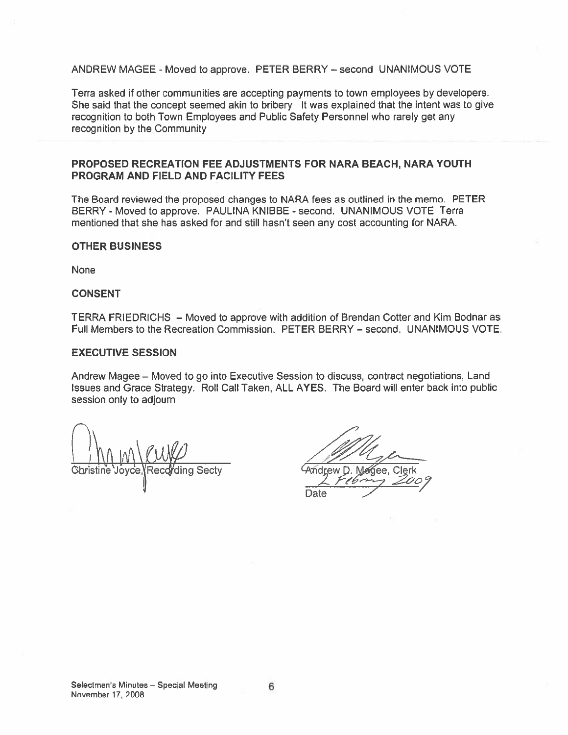ANDREW MAGEE - Moved to approve. PETER BERRY – second UNANIMOUS VOTE

Terra asked if other communities are accepting payments to town employees by developers. She said that the concept seemed akin to bribery It was explained that the intent was to give recognition to both Town Employees and Public Safety Personnel who rarely get any recognition by the Community

### PROPOSED RECREATION FEE ADJUSTMENTS FOR NARA BEACH, NARA YOUTH PROGRAM AND FIELD AND FACILITY FEES

The Board reviewed the proposed changes to NARA fees as outlined in the memo. PETER BERRY - Moved to approve. PAULINA KNIBBE - second. UNANIMOUS VOTE Terra mentioned that she has asked for and still hasn't seen any cost accounting for NARA.

### OTHER BUSINESS

None

### CONSENT

TERRA FRIEDRICHS – Moved to approve with addition of Brendan Cotter and Kim Bodnar as Full Members to the Recreation Commission. PETER BERRY – second. UNANIMOUS VOTE.

### EXECUTIVE SESSION

Andrew Magee – Moved to go into Executive Session to discuss, contract negotiations, Land Issues and Grace Strategy. Roll Call Taken, ALL AYES. The Board will enter back into public session only to adjourn

Christine Joyce, Recording Secty

Andrew D. Magee, Clerk

2 Feb 2009

Date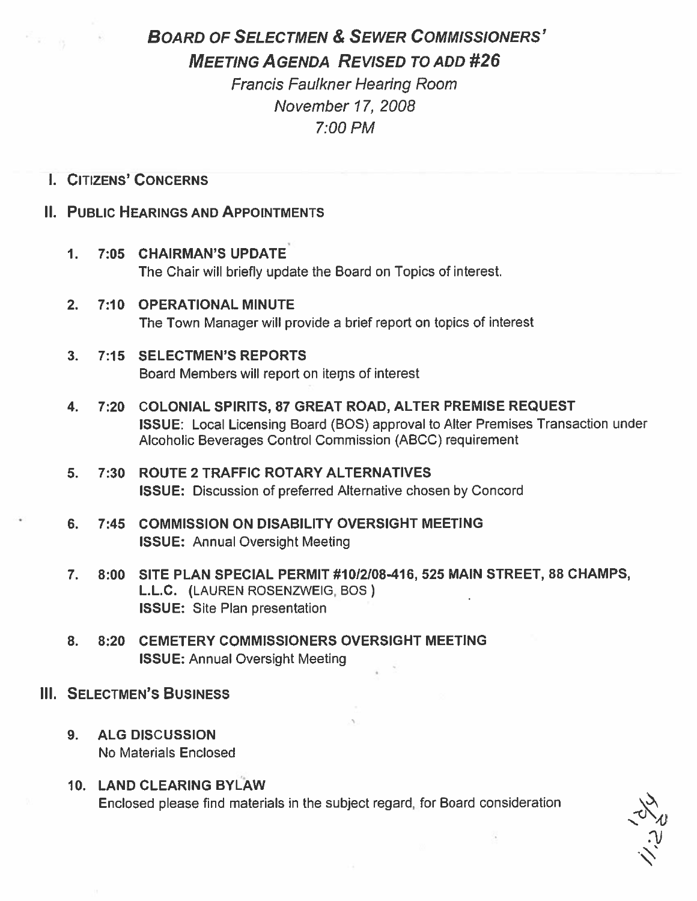# *Board of Selectmen & Sewer Commissioners' Meeting Agenda Revised to add #26*

*Francis Faulkner Hearing Room*
*November 17, 2008*
*7:00 PM*

## I. Citizens' Concerns

## II. Public Hearings and Appointments

1. **7:05 CHAIRMAN'S UPDATE**
   The Chair will briefly update the Board on Topics of interest.

2. **7:10 OPERATIONAL MINUTE**
   The Town Manager will provide a brief report on topics of interest

3. **7:15 SELECTMEN'S REPORTS**
   Board Members will report on items of interest

4. **7:20 COLONIAL SPIRITS, 87 GREAT ROAD, ALTER PREMISE REQUEST**
   **ISSUE**: Local Licensing Board (BOS) approval to Alter Premises Transaction under Alcoholic Beverages Control Commission (ABCC) requirement

5. **7:30 ROUTE 2 TRAFFIC ROTARY ALTERNATIVES**
   **ISSUE:** Discussion of preferred Alternative chosen by Concord

6. **7:45 COMMISSION ON DISABILITY OVERSIGHT MEETING**
   **ISSUE:** Annual Oversight Meeting

7. **8:00 SITE PLAN SPECIAL PERMIT #10/2/08-416, 525 MAIN STREET, 88 CHAMPS, L.L.C.** (LAUREN ROSENZWEIG, BOS)
   **ISSUE:** Site Plan presentation

8. **8:20 CEMETERY COMMISSIONERS OVERSIGHT MEETING**
   **ISSUE:** Annual Oversight Meeting

## III. Selectmen's Business

9. **ALG DISCUSSION**
   No Materials Enclosed

10. **LAND CLEARING BYLAW**
    Enclosed please find materials in the subject regard, for Board consideration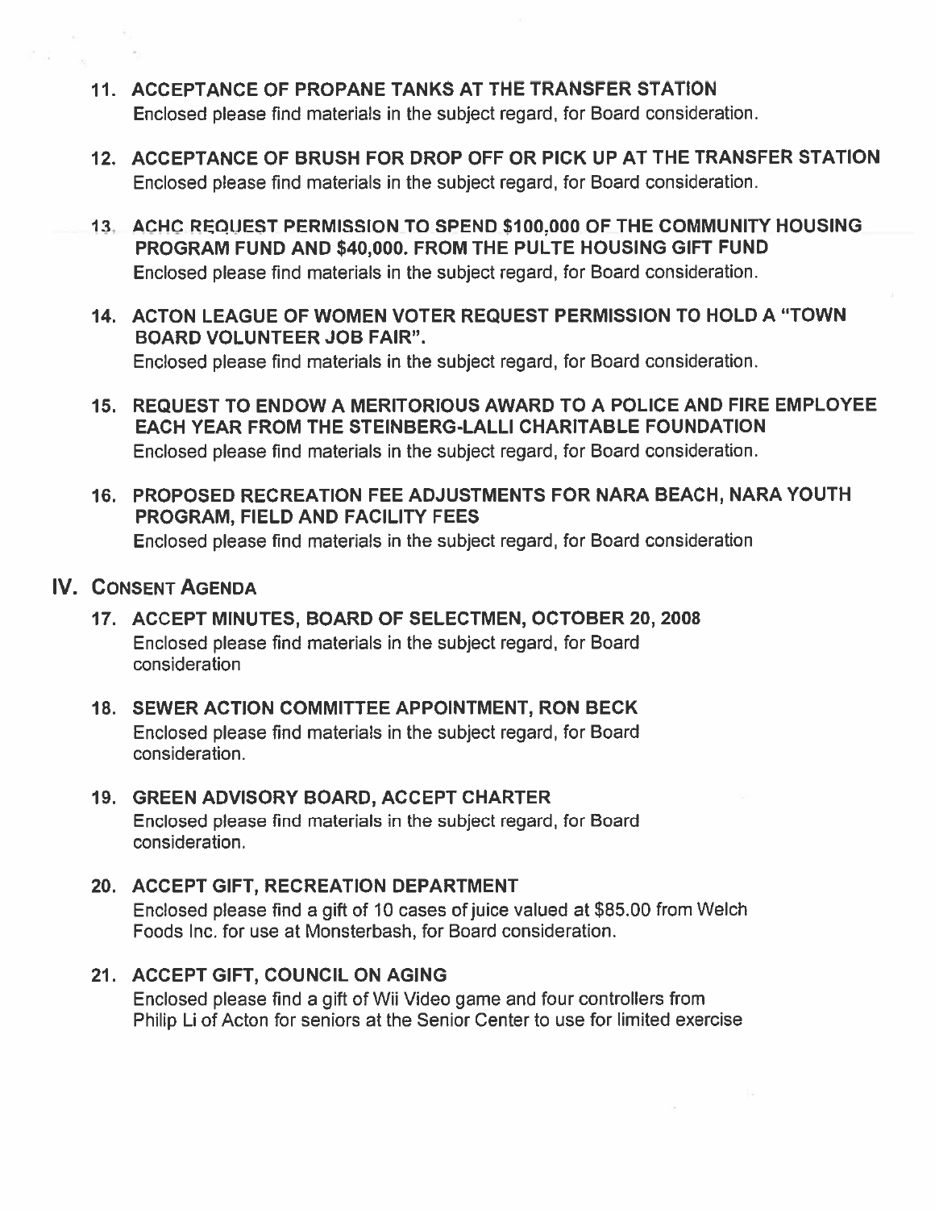11. **ACCEPTANCE OF PROPANE TANKS AT THE TRANSFER STATION**
    Enclosed please find materials in the subject regard, for Board consideration.

12. **ACCEPTANCE OF BRUSH FOR DROP OFF OR PICK UP AT THE TRANSFER STATION**
    Enclosed please find materials in the subject regard, for Board consideration.

13. **ACHC REQUEST PERMISSION TO SPEND $100,000 OF THE COMMUNITY HOUSING PROGRAM FUND AND $40,000. FROM THE PULTE HOUSING GIFT FUND**
    Enclosed please find materials in the subject regard, for Board consideration.

14. **ACTON LEAGUE OF WOMEN VOTER REQUEST PERMISSION TO HOLD A "TOWN BOARD VOLUNTEER JOB FAIR".**
    Enclosed please find materials in the subject regard, for Board consideration.

15. **REQUEST TO ENDOW A MERITORIOUS AWARD TO A POLICE AND FIRE EMPLOYEE EACH YEAR FROM THE STEINBERG-LALLI CHARITABLE FOUNDATION**
    Enclosed please find materials in the subject regard, for Board consideration.

16. **PROPOSED RECREATION FEE ADJUSTMENTS FOR NARA BEACH, NARA YOUTH PROGRAM, FIELD AND FACILITY FEES**
    Enclosed please find materials in the subject regard, for Board consideration

## IV. CONSENT AGENDA

17. **ACCEPT MINUTES, BOARD OF SELECTMEN, OCTOBER 20, 2008**
    Enclosed please find materials in the subject regard, for Board consideration

18. **SEWER ACTION COMMITTEE APPOINTMENT, RON BECK**
    Enclosed please find materials in the subject regard, for Board consideration.

19. **GREEN ADVISORY BOARD, ACCEPT CHARTER**
    Enclosed please find materials in the subject regard, for Board consideration.

20. **ACCEPT GIFT, RECREATION DEPARTMENT**
    Enclosed please find a gift of 10 cases of juice valued at $85.00 from Welch Foods Inc. for use at Monsterbash, for Board consideration.

21. **ACCEPT GIFT, COUNCIL ON AGING**
    Enclosed please find a gift of Wii Video game and four controllers from Philip Li of Acton for seniors at the Senior Center to use for limited exercise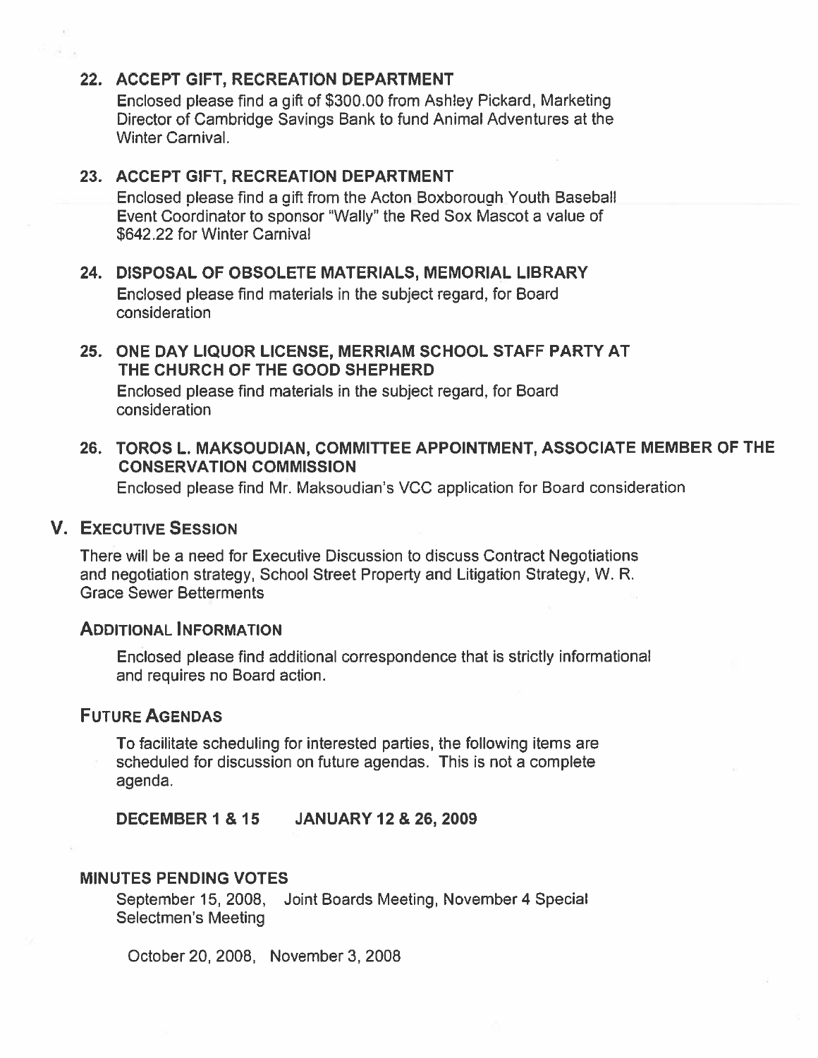22. **ACCEPT GIFT, RECREATION DEPARTMENT**

    Enclosed please find a gift of $300.00 from Ashley Pickard, Marketing Director of Cambridge Savings Bank to fund Animal Adventures at the Winter Carnival.

23. **ACCEPT GIFT, RECREATION DEPARTMENT**

    Enclosed please find a gift from the Acton Boxborough Youth Baseball Event Coordinator to sponsor "Wally" the Red Sox Mascot a value of $642.22 for Winter Carnival

24. **DISPOSAL OF OBSOLETE MATERIALS, MEMORIAL LIBRARY**

    Enclosed please find materials in the subject regard, for Board consideration

25. **ONE DAY LIQUOR LICENSE, MERRIAM SCHOOL STAFF PARTY AT THE CHURCH OF THE GOOD SHEPHERD**

    Enclosed please find materials in the subject regard, for Board consideration

26. **TOROS L. MAKSOUDIAN, COMMITTEE APPOINTMENT, ASSOCIATE MEMBER OF THE CONSERVATION COMMISSION**

    Enclosed please find Mr. Maksoudian's VCC application for Board consideration

## V. EXECUTIVE SESSION

There will be a need for Executive Discussion to discuss Contract Negotiations and negotiation strategy, School Street Property and Litigation Strategy, W. R. Grace Sewer Betterments

### ADDITIONAL INFORMATION

Enclosed please find additional correspondence that is strictly informational and requires no Board action.

### FUTURE AGENDAS

To facilitate scheduling for interested parties, the following items are scheduled for discussion on future agendas. This is not a complete agenda.

**DECEMBER 1 & 15 JANUARY 12 & 26, 2009**

### MINUTES PENDING VOTES

September 15, 2008, Joint Boards Meeting, November 4 Special Selectmen's Meeting

October 20, 2008, November 3, 2008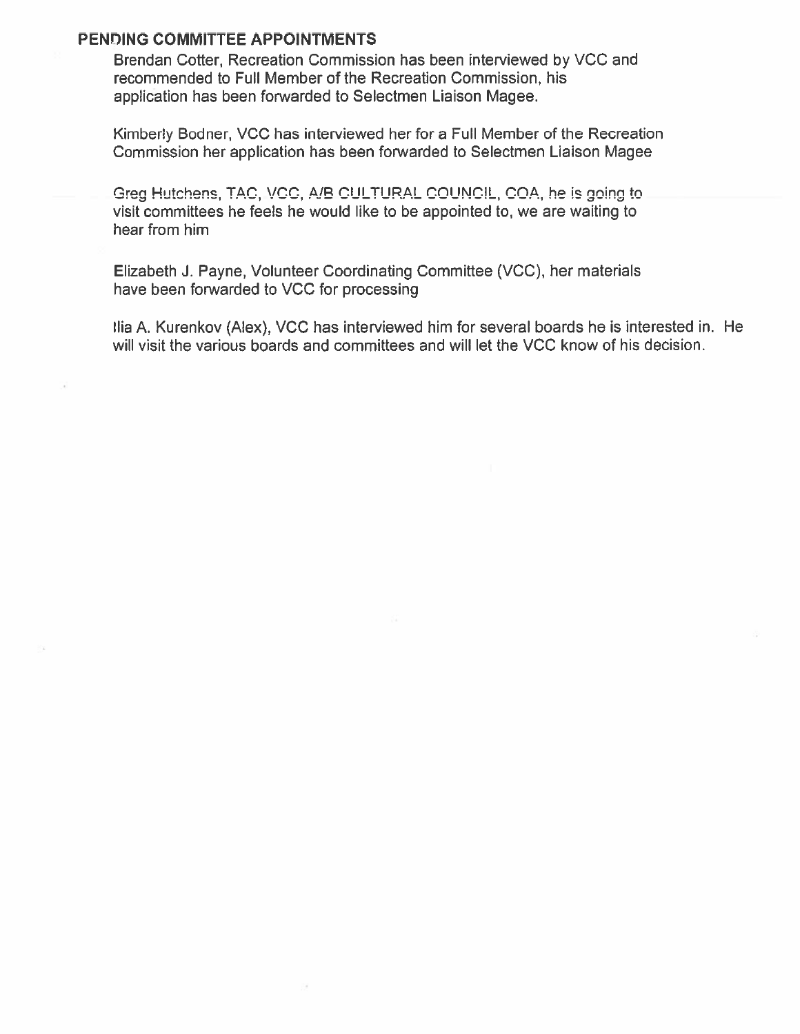## PENDING COMMITTEE APPOINTMENTS

Brendan Cotter, Recreation Commission has been interviewed by VCC and recommended to Full Member of the Recreation Commission, his application has been forwarded to Selectmen Liaison Magee.

Kimberly Bodner, VCC has interviewed her for a Full Member of the Recreation Commission her application has been forwarded to Selectmen Liaison Magee

Greg Hutchens, TAC, VCC, A/B CULTURAL COUNCIL, COA, he is going to visit committees he feels he would like to be appointed to, we are waiting to hear from him

Elizabeth J. Payne, Volunteer Coordinating Committee (VCC), her materials have been forwarded to VCC for processing

Ilia A. Kurenkov (Alex), VCC has interviewed him for several boards he is interested in. He will visit the various boards and committees and will let the VCC know of his decision.